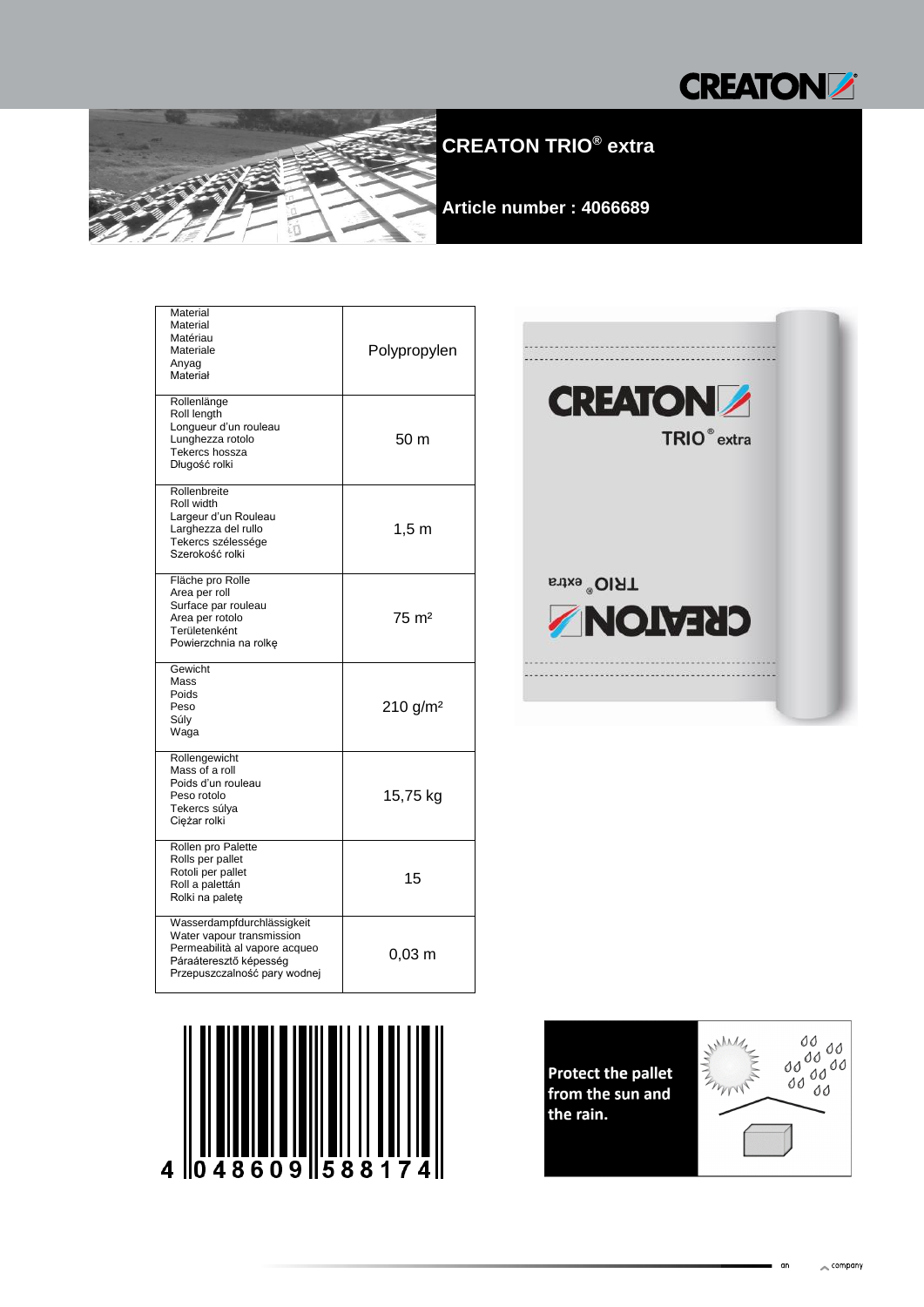# CREATON TRIO® extra

**Article number : 4066689**

| Property | Value |
|---|---|
| Material<br>Material<br>Matériau<br>Materiale<br>Anyag<br>Materiał | Polypropylen |
| Rollenlänge<br>Roll length<br>Longueur d'un rouleau<br>Lunghezza rotolo<br>Tekercs hossza<br>Długość rolki | 50 m |
| Rollenbreite<br>Roll width<br>Largeur d'un Rouleau<br>Larghezza del rullo<br>Tekercs szélessége<br>Szerokość rolki | 1,5 m |
| Fläche pro Rolle<br>Area per roll<br>Surface par rouleau<br>Area per rotolo<br>Területenként<br>Powierzchnia na rolkę | 75 m² |
| Gewicht<br>Mass<br>Poids<br>Peso<br>Súly<br>Waga | 210 g/m² |
| Rollengewicht<br>Mass of a roll<br>Poids d'un rouleau<br>Peso rotolo<br>Tekercs súlya<br>Ciężar rolki | 15,75 kg |
| Rollen pro Palette<br>Rolls per pallet<br>Rotoli per pallet<br>Roll a palettán<br>Rolki na paletę | 15 |
| Wasserdampfdurchlässigkeit<br>Water vapour transmission<br>Permeabilità al vapore acqueo<br>Páraáteresztő képesség<br>Przepuszczalność pary wodnej | 0,03 m |

4 048609 588174

**Protect the pallet from the sun and the rain.**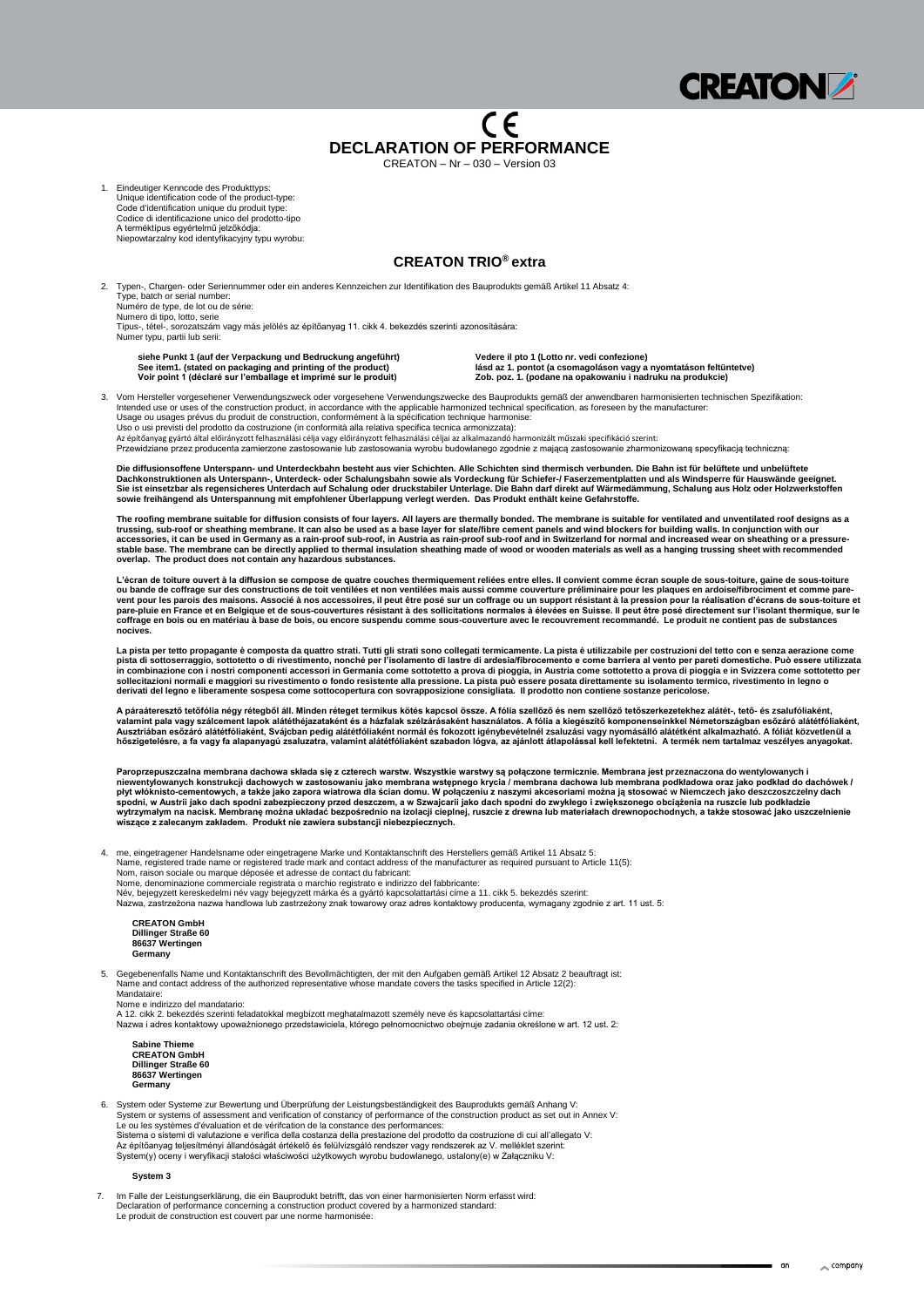CE

# DECLARATION OF PERFORMANCE

CREATON – Nr – 030 – Version 03

1. Eindeutiger Kenncode des Produkttyps:
   Unique identification code of the product-type:
   Code d'identification unique du produit type:
   Codice di identificazione unico del prodotto-tipo
   A terméktípus egyértelmű jelzőkódja:
   Niepowtarzalny kod identyfikacyjny typu wyrobu:

## CREATON TRIO® extra

2. Typen-, Chargen- oder Seriennummer oder ein anderes Kennzeichen zur Identifikation des Bauprodukts gemäß Artikel 11 Absatz 4:
   Type, batch or serial number:
   Numéro de type, de lot ou de série:
   Numero di tipo, lotto, serie
   Típus-, tétel-, sorozatszám vagy más jelölés az építőanyag 11. cikk 4. bekezdés szerinti azonosítására:
   Numer typu, partii lub serii:

   **siehe Punkt 1 (auf der Verpackung und Bedruckung angeführt)**
   **See item1. (stated on packaging and printing of the product)**
   **Voir point 1 (déclaré sur l'emballage et imprimé sur le produit)**

   **Vedere il pto 1 (Lotto nr. vedi confezione)**
   **lásd az 1. pontot (a csomagoláson vagy a nyomtatáson feltüntetve)**
   **Zob. poz. 1. (podane na opakowaniu i nadruku na produkcie)**

3. Vom Hersteller vorgesehener Verwendungszweck oder vorgesehene Verwendungszwecke des Bauprodukts gemäß der anwendbaren harmonisierten technischen Spezifikation:
   Intended use or uses of the construction product, in accordance with the applicable harmonized technical specification, as foreseen by the manufacturer:
   Usage ou usages prévus du produit de construction, conformément à la spécification technique harmonise:
   Uso o usi previsti del prodotto da costruzione (in conformità alla relativa specifica tecnica armonizzata):
   Az építőanyag gyártó által előirányzott felhasználási célja vagy előirányzott felhasználási céljai az alkalmazandó harmonizált műszaki specifikáció szerint:
   Przewidziane przez producenta zamierzone zastosowanie lub zastosowania wyrobu budowlanego zgodnie z mającą zastosowanie zharmonizowaną specyfikacją techniczną:

   **Die diffusionsoffene Unterspann- und Unterdeckbahn besteht aus vier Schichten. Alle Schichten sind thermisch verbunden. Die Bahn ist für belüftete und unbelüftete Dachkonstruktionen als Unterspann-, Unterdeck- oder Schalungsbahn sowie als Vordeckung für Schiefer-/ Faserzementplatten und als Windsperre für Hauswände geeignet. Sie ist einsetzbar als regensicheres Unterdach auf Schalung oder druckstabiler Unterlage. Die Bahn darf direkt auf Wärmedämmung, Schalung aus Holz oder Holzwerkstoffen sowie freihängend als Unterspannung mit empfohlener Überlappung verlegt werden. Das Produkt enthält keine Gefahrstoffe.**

   **The roofing membrane suitable for diffusion consists of four layers. All layers are thermally bonded. The membrane is suitable for ventilated and unventilated roof designs as a trussing, sub-roof or sheathing membrane. It can also be used as a base layer for slate/fibre cement panels and wind blockers for building walls. In conjunction with our accessories, it can be used in Germany as a rain-proof sub-roof, in Austria as rain-proof sub-roof and in Switzerland for normal and increased wear on sheathing or a pressure-stable base. The membrane can be directly applied to thermal insulation sheathing made of wood or wooden materials as well as a hanging trussing sheet with recommended overlap. The product does not contain any hazardous substances.**

   **L'écran de toiture ouvert à la diffusion se compose de quatre couches thermiquement reliées entre elles. Il convient comme écran souple de sous-toiture, gaine de sous-toiture ou bande de coffrage sur des constructions de toit ventilées et non ventilées mais aussi comme couverture préliminaire pour les plaques en ardoise/fibrociment et comme pare-vent pour les parois des maisons. Associé à nos accessoires, il peut être posé sur un coffrage ou un support résistant à la pression pour la réalisation d'écrans de sous-toiture et pare-pluie en France et en Belgique et de sous-couvertures résistant à des sollicitations normales à élevées en Suisse. Il peut être posé directement sur l'isolant thermique, sur le coffrage en bois ou en matériau à base de bois, ou encore suspendu comme sous-couverture avec le recouvrement recommandé. Le produit ne contient pas de substances nocives.**

   **La pista per tetto propagante è composta da quattro strati. Tutti gli strati sono collegati termicamente. La pista è utilizzabile per costruzioni del tetto con e senza aerazione come pista di sottoserraggio, sottotetto o di rivestimento, nonché per l'isolamento di lastre di ardesia/fibrocemento e come barriera al vento per pareti domestiche. Può essere utilizzata in combinazione con i nostri componenti accessori in Germania come sottotetto a prova di pioggia, in Austria come sottotetto a prova di pioggia e in Svizzera come sottotetto per sollecitazioni normali e maggiori su rivestimento o fondo resistente alla pressione. La pista può essere posata direttamente su isolamento termico, rivestimento in legno o derivati del legno e liberamente sospesa come sottocopertura con sovrapposizione consigliata. Il prodotto non contiene sostanze pericolose.**

   **A páraáteresztő tetőfólia négy rétegből áll. Minden réteget termikus kötés kapcsol össze. A fólia szellőző és nem szellőző tetőszerkezetekhez alátét-, tető- és zsalufóliaként, valamint pala vagy szálcement lapok alátéthéjazataként és a házfalak szélzárásaként használatos. A fólia a kiegészítő komponenseinkkel Németországban esőzáró alátétfóliaként, Ausztriában esőzáró alátétfóliaként, Svájcban pedig alátétfóliaként normál és fokozott igénybevételnél zsaluzási vagy nyomásálló alátétként alkalmazható. A fóliát közvetlenül a hőszigetelésre, a fa vagy fa alapanyagú zsaluzatra, valamint alátétfóliaként szabadon lógva, az ajánlott átlapolással kell lefektetni. A termék nem tartalmaz veszélyes anyagokat.**

   **Paroprzepuszczalna membrana dachowa składa się z czterech warstw. Wszystkie warstwy są połączone termicznie. Membrana jest przeznaczona do wentylowanych i niewentylowanych konstrukcji dachowych w zastosowaniu jako membrana wstępnego krycia / membrana dachowa lub membrana podkładowa oraz jako podkład do dachówek / płyt włóknisto-cementowych, a także jako zapora wiatrowa dla ścian domu. W połączeniu z naszymi akcesoriami można ją stosować w Niemczech jako deszczoszczelny dach spodni, w Austrii jako dach spodni zabezpieczony przed deszczem, a w Szwajcarii jako dach spodni do zwykłego i zwiększonego obciążenia na ruszcie lub podkładzie wytrzymałym na nacisk. Membranę można układać bezpośrednio na izolacji cieplnej, ruszcie z drewna lub materiałach drewnopochodnych, a także stosować jako uszczelnienie wiszące z zalecanym zakładem. Produkt nie zawiera substancji niebezpiecznych.**

4. me, eingetragener Handelsname oder eingetragene Marke und Kontaktanschrift des Herstellers gemäß Artikel 11 Absatz 5:
   Name, registered trade name or registered trade mark and contact address of the manufacturer as required pursuant to Article 11(5):
   Nom, raison sociale ou marque déposée et adresse de contact du fabricant:
   Nome, denominazione commerciale registrata o marchio registrato e indirizzo del fabbricante:
   Név, bejegyzett kereskedelmi név vagy bejegyzett márka és a gyártó kapcsolattartási címe a 11. cikk 5. bekezdés szerint:
   Nazwa, zastrzeżona nazwa handlowa lub zastrzeżony znak towarowy oraz adres kontaktowy producenta, wymagany zgodnie z art. 11 ust. 5:

   **CREATON GmbH**
   **Dillinger Straße 60**
   **86637 Wertingen**
   **Germany**

5. Gegebenenfalls Name und Kontaktanschrift des Bevollmächtigten, der mit den Aufgaben gemäß Artikel 12 Absatz 2 beauftragt ist:
   Name and contact address of the authorized representative whose mandate covers the tasks specified in Article 12(2):
   Mandataire:
   Nome e indirizzo del mandatario:
   A 12. cikk 2. bekezdés szerinti feladatokkal megbízott meghatalmazott személy neve és kapcsolattartási címe:
   Nazwa i adres kontaktowy upoważnionego przedstawiciela, którego pełnomocnictwo obejmuje zadania określone w art. 12 ust. 2:

   **Sabine Thieme**
   **CREATON GmbH**
   **Dillinger Straße 60**
   **86637 Wertingen**
   **Germany**

6. System oder Systeme zur Bewertung und Überprüfung der Leistungsbeständigkeit des Bauprodukts gemäß Anhang V:
   System or systems of assessment and verification of constancy of performance of the construction product as set out in Annex V:
   Le ou les systèmes d'évaluation et de vérifcation de la constance des performances:
   Sistema o sistemi di valutazione e verifica della costanza della prestazione del prodotto da costruzione di cui all'allegato V:
   Az építőanyag teljesítményi állandóságát értékelő és felülvizsgáló rendszer vagy rendszerek az V. melléklet szerint:
   System(y) oceny i weryfikacji stałości właściwości użytkowych wyrobu budowlanego, ustalony(e) w Załączniku V:

   **System 3**

7. Im Falle der Leistungserklärung, die ein Bauprodukt betrifft, das von einer harmonisierten Norm erfasst wird:
   Declaration of performance concerning a construction product covered by a harmonized standard:
   Le produit de construction est couvert par une norme harmonisée: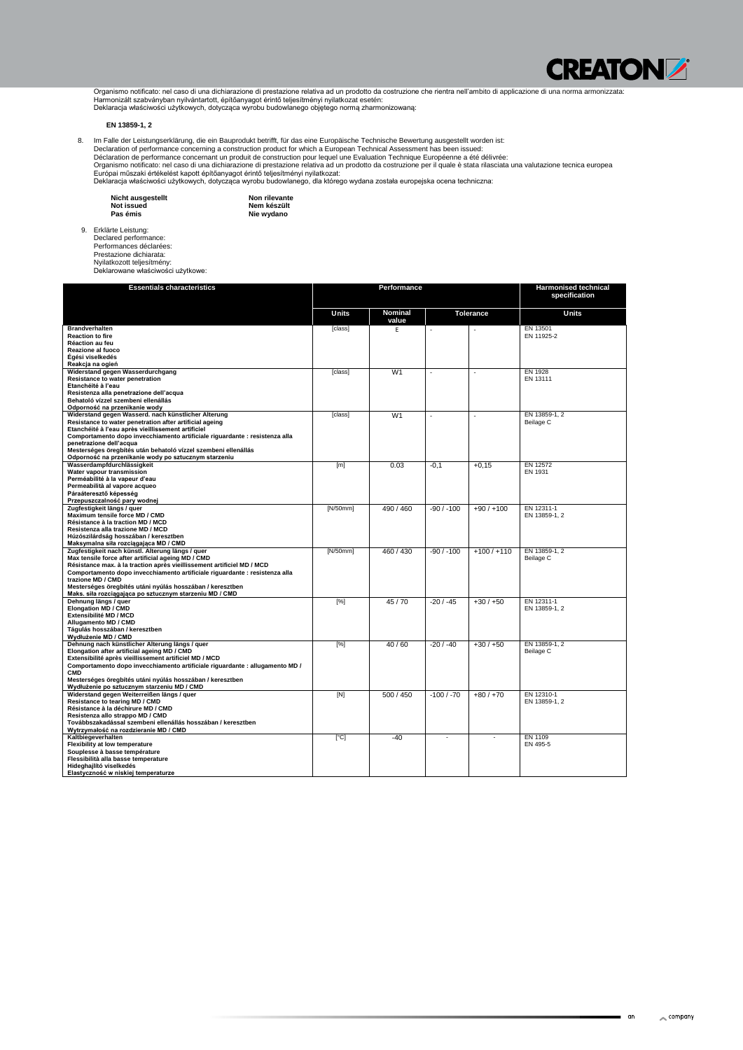Organismo notificato: nel caso di una dichiarazione di prestazione relativa ad un prodotto da costruzione che rientra nell'ambito di applicazione di una norma armonizzata:
Harmonizált szabványban nyilvántartott, építőanyagot érintő teljesítményi nyilatkozat esetén:
Deklaracja właściwości użytkowych, dotycząca wyrobu budowlanego objętego normą zharmonizowaną:

**EN 13859-1, 2**

8. Im Falle der Leistungserklärung, die ein Bauprodukt betrifft, für das eine Europäische Technische Bewertung ausgestellt worden ist:
   Declaration of performance concerning a construction product for which a European Technical Assessment has been issued:
   Déclaration de performance concernant un produit de construction pour lequel une Evaluation Technique Européenne a été délivrée:
   Organismo notificato: nel caso di una dichiarazione di prestazione relativa ad un prodotto da costruzione per il quale è stata rilasciata una valutazione tecnica europea
   Európai műszaki értékelést kapott építőanyagot érintő teljesítményi nyilatkozat:
   Deklaracja właściwości użytkowych, dotycząca wyrobu budowlanego, dla którego wydana została europejska ocena techniczna:

   **Nicht ausgestellt** / **Non rilevante**
   **Not issued** / **Nem készült**
   **Pas émis** / **Nie wydano**

9. Erklärte Leistung:
   Declared performance:
   Performances déclarées:
   Prestazione dichiarata:
   Nyilatkozott teljesítmény:
   Deklarowane właściwości użytkowe:

| Essentials characteristics | Performance | | | | Harmonised technical specification |
|---|---|---|---|---|---|
| | Units | Nominal value | Tolerance | | Units |
| **Brandverhalten**<br>**Reaction to fire**<br>**Réaction au feu**<br>**Reazione al fuoco**<br>**Égési viselkedés**<br>**Reakcja na ogień** | [class] | E | - | - | EN 13501<br>EN 11925-2 |
| **Widerstand gegen Wasserdurchgang**<br>**Resistance to water penetration**<br>**Etanchéité à l'eau**<br>**Resistenza alla penetrazione dell'acqua**<br>**Behatoló vízzel szembeni ellenállás**<br>**Odporność na przenikanie wody** | [class] | W1 | - | - | EN 1928<br>EN 13111 |
| **Widerstand gegen Wasserd. nach künstlicher Alterung**<br>**Resistance to water penetration after artificial ageing**<br>**Etanchéité à l'eau après vieillissement artificiel**<br>**Comportamento dopo invecchiamento artificiale riguardante : resistenza alla penetrazione dell'acqua**<br>**Mesterséges öregbítés után behatoló vízzel szembeni ellenállás**<br>**Odporność na przenikanie wody po sztucznym starzeniu** | [class] | W1 | - | - | EN 13859-1, 2<br>Beilage C |
| **Wasserdampfdurchlässigkeit**<br>**Water vapour transmission**<br>**Perméabilité à la vapeur d'eau**<br>**Permeabilità al vapore acqueo**<br>**Páraáteresztő képesség**<br>**Przepuszczalność pary wodnej** | [m] | 0.03 | -0,1 | +0,15 | EN 12572<br>EN 1931 |
| **Zugfestigkeit längs / quer**<br>**Maximum tensile force MD / CMD**<br>**Résistance à la traction MD / MCD**<br>**Resistenza alla trazione MD / MCD**<br>**Húzószilárdság hosszában / keresztben**<br>**Maksymalna siła rozciągająca MD / CMD** | [N/50mm] | 490 / 460 | -90 / -100 | +90 / +100 | EN 12311-1<br>EN 13859-1, 2 |
| **Zugfestigkeit nach künstl. Alterung längs / quer**<br>**Max tensile force after artificial ageing MD / CMD**<br>**Résistance max. à la traction après vieillissement artificiel MD / MCD**<br>**Comportamento dopo invecchiamento artificiale riguardante : resistenza alla trazione MD / CMD**<br>**Mesterséges öregbítés utáni nyúlás hosszában / keresztben**<br>**Maks. siła rozciągająca po sztucznym starzeniu MD / CMD** | [N/50mm] | 460 / 430 | -90 / -100 | +100 / +110 | EN 13859-1, 2<br>Beilage C |
| **Dehnung längs / quer**<br>**Elongation MD / CMD**<br>**Extensibilité MD / MCD**<br>**Allugamento MD / CMD**<br>**Tágulás hosszában / keresztben**<br>**Wydłużenie MD / CMD** | [%] | 45 / 70 | -20 / -45 | +30 / +50 | EN 12311-1<br>EN 13859-1, 2 |
| **Dehnung nach künstlicher Alterung längs / quer**<br>**Elongation after artificial ageing MD / CMD**<br>**Extensibilité après vieillissement artificiel MD / MCD**<br>**Comportamento dopo invecchiamento artificiale riguardante : allugamento MD / CMD**<br>**Mesterséges öregbítés utáni nyúlás hosszában / keresztben**<br>**Wydłużenie po sztucznym starzeniu MD / CMD** | [%] | 40 / 60 | -20 / -40 | +30 / +50 | EN 13859-1, 2<br>Beilage C |
| **Widerstand gegen Weiterreißen längs / quer**<br>**Resistance to tearing MD / CMD**<br>**Résistance à la déchirure MD / CMD**<br>**Resistenza allo strappo MD / CMD**<br>**Továbbszakadással szembeni ellenállás hosszában / keresztben**<br>**Wytrzymałość na rozdzieranie MD / CMD** | [N] | 500 / 450 | -100 / -70 | +80 / +70 | EN 12310-1<br>EN 13859-1, 2 |
| **Kaltbiegeverhalten**<br>**Flexibility at low temperature**<br>**Souplesse à basse température**<br>**Flessibilità alla basse temperature**<br>**Hideghajlító viselkedés**<br>**Elastyczność w niskiej temperaturze** | [°C] | -40 | - | - | EN 1109<br>EN 495-5 |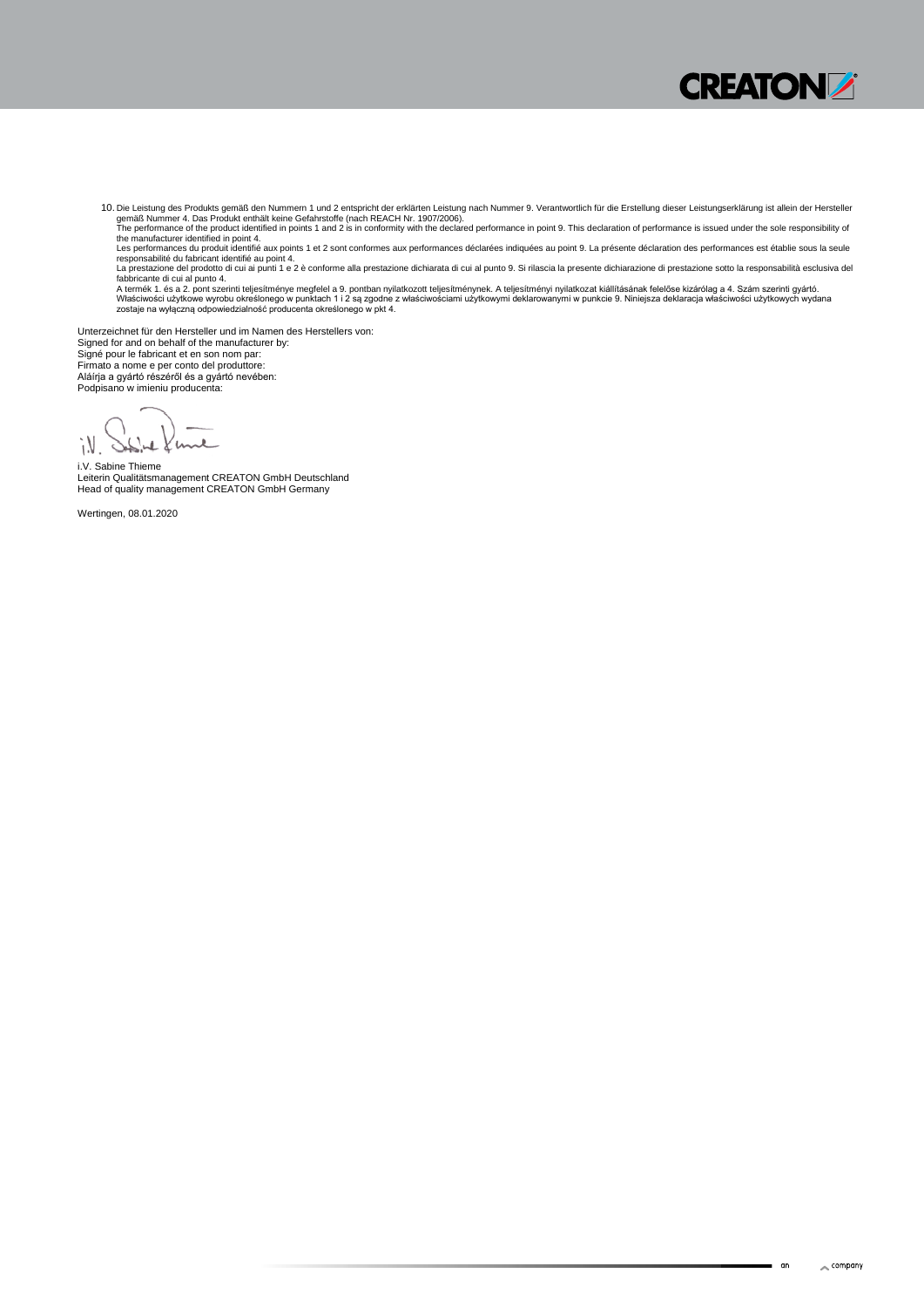10. Die Leistung des Produkts gemäß den Nummern 1 und 2 entspricht der erklärten Leistung nach Nummer 9. Verantwortlich für die Erstellung dieser Leistungserklärung ist allein der Hersteller gemäß Nummer 4. Das Produkt enthält keine Gefahrstoffe (nach REACH Nr. 1907/2006).
The performance of the product identified in points 1 and 2 is in conformity with the declared performance in point 9. This declaration of performance is issued under the sole responsibility of the manufacturer identified in point 4.
Les performances du produit identifié aux points 1 et 2 sont conformes aux performances déclarées indiquées au point 9. La présente déclaration des performances est établie sous la seule responsabilité du fabricant identifié au point 4.
La prestazione del prodotto di cui ai punti 1 e 2 è conforme alla prestazione dichiarata di cui al punto 9. Si rilascia la presente dichiarazione di prestazione sotto la responsabilità esclusiva del fabbricante di cui al punto 4.
A termék 1. és a 2. pont szerinti teljesítménye megfelel a 9. pontban nyilatkozott teljesítménynek. A teljesítményi nyilatkozat kiállításának felelőse kizárólag a 4. Szám szerinti gyártó.
Właściwości użytkowe wyrobu określonego w punktach 1 i 2 są zgodne z właściwościami użytkowymi deklarowanymi w punkcie 9. Niniejsza deklaracja właściwości użytkowych wydana zostaje na wyłączną odpowiedzialność producenta określonego w pkt 4.

Unterzeichnet für den Hersteller und im Namen des Herstellers von:
Signed for and on behalf of the manufacturer by:
Signé pour le fabricant et en son nom par:
Firmato a nome e per conto del produttore:
Aláírja a gyártó részéről és a gyártó nevében:
Podpisano w imieniu producenta:

i.V. Sabine Thieme
Leiterin Qualitätsmanagement CREATON GmbH Deutschland
Head of quality management CREATON GmbH Germany

Wertingen, 08.01.2020